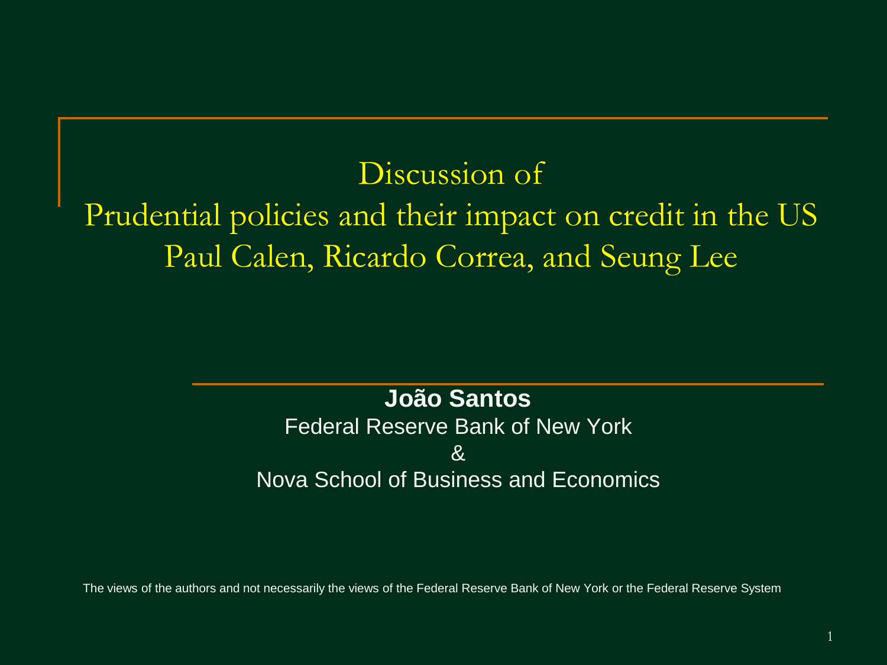# Discussion of
# Prudential policies and their impact on credit in the US
## Paul Calen, Ricardo Correa, and Seung Lee

**João Santos**

Federal Reserve Bank of New York

&

Nova School of Business and Economics

The views of the authors and not necessarily the views of the Federal Reserve Bank of New York or the Federal Reserve System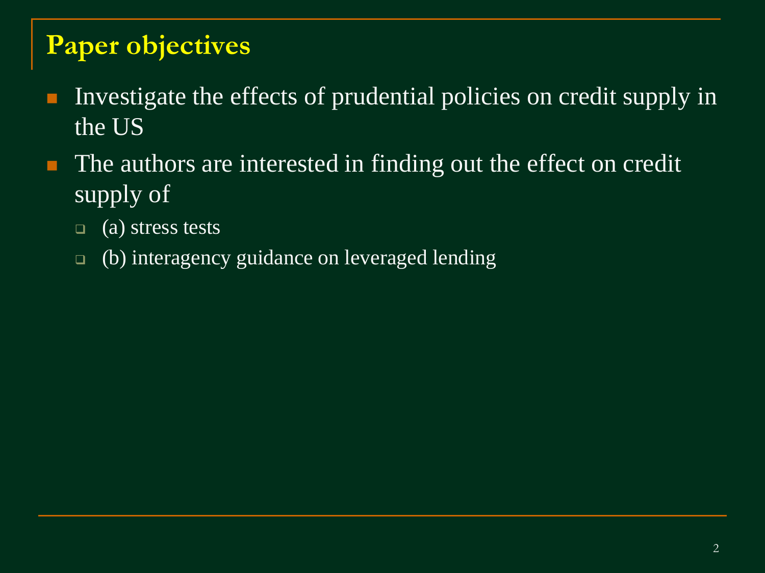## Paper objectives

- Investigate the effects of prudential policies on credit supply in the US
- The authors are interested in finding out the effect on credit supply of
  - (a) stress tests
  - (b) interagency guidance on leveraged lending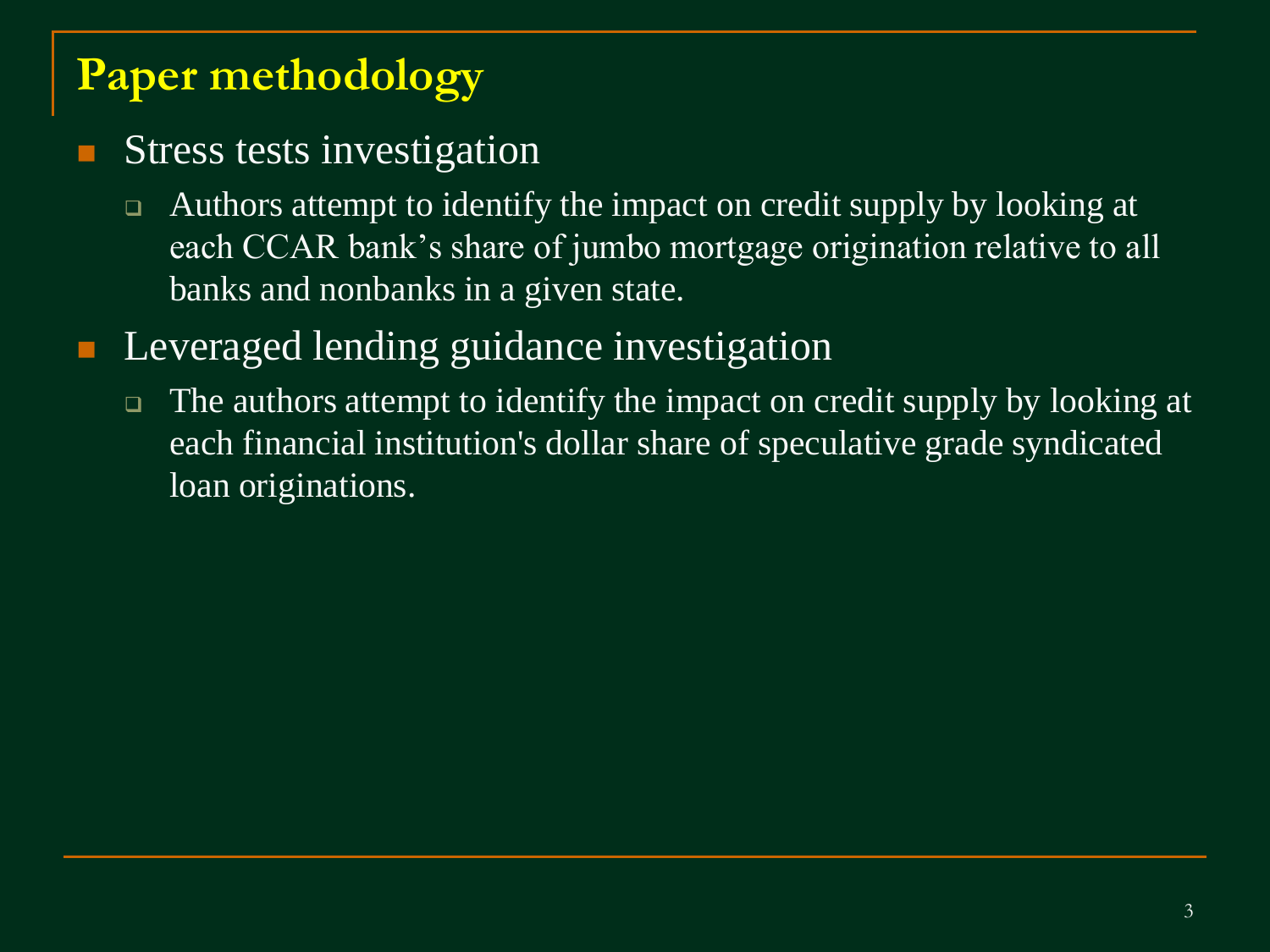# Paper methodology

- Stress tests investigation
  - Authors attempt to identify the impact on credit supply by looking at each CCAR bank's share of jumbo mortgage origination relative to all banks and nonbanks in a given state.
- Leveraged lending guidance investigation
  - The authors attempt to identify the impact on credit supply by looking at each financial institution's dollar share of speculative grade syndicated loan originations.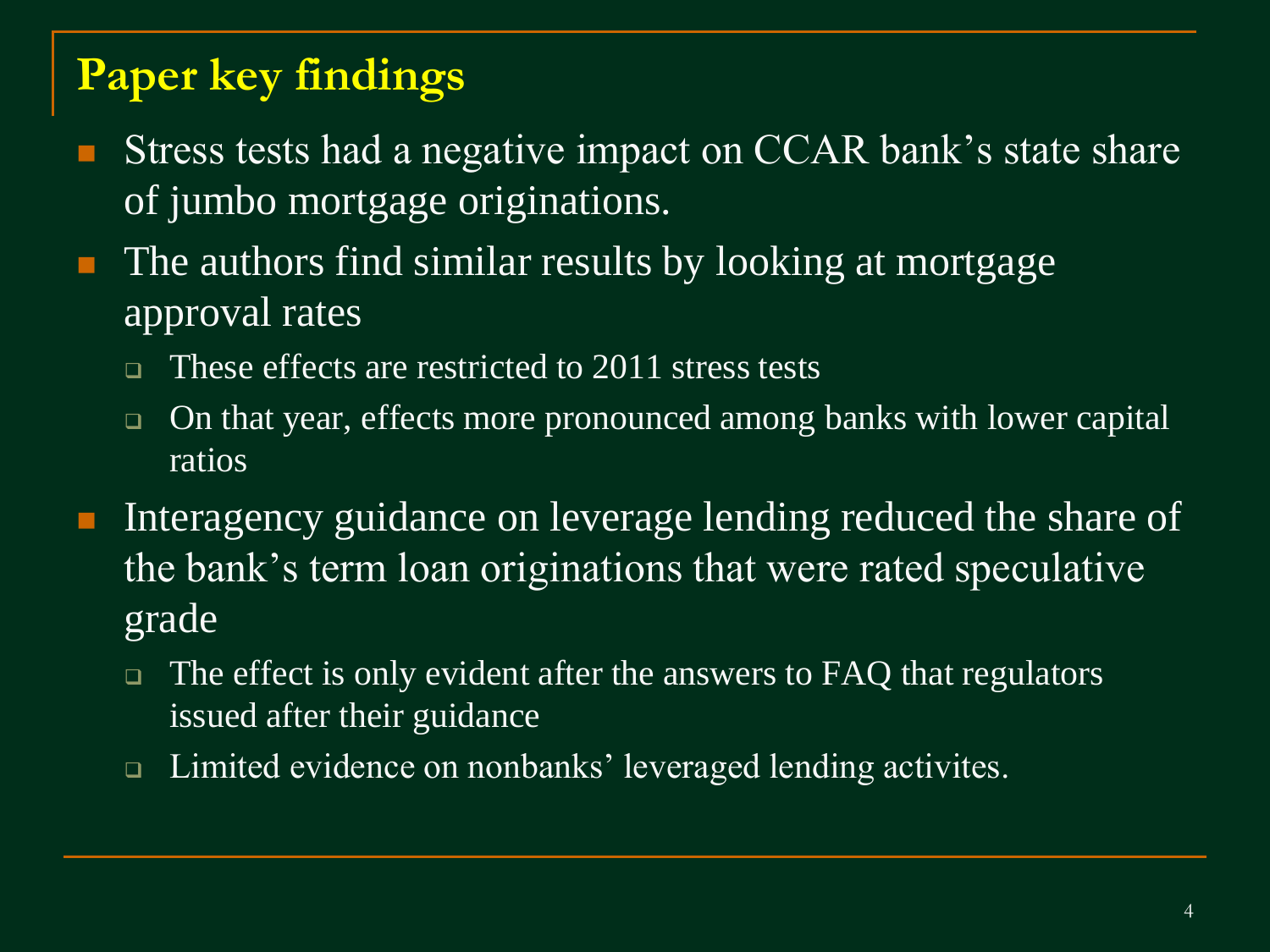# Paper key findings

- Stress tests had a negative impact on CCAR bank's state share of jumbo mortgage originations.
- The authors find similar results by looking at mortgage approval rates
  - These effects are restricted to 2011 stress tests
  - On that year, effects more pronounced among banks with lower capital ratios
- Interagency guidance on leverage lending reduced the share of the bank's term loan originations that were rated speculative grade
  - The effect is only evident after the answers to FAQ that regulators issued after their guidance
  - Limited evidence on nonbanks' leveraged lending activites.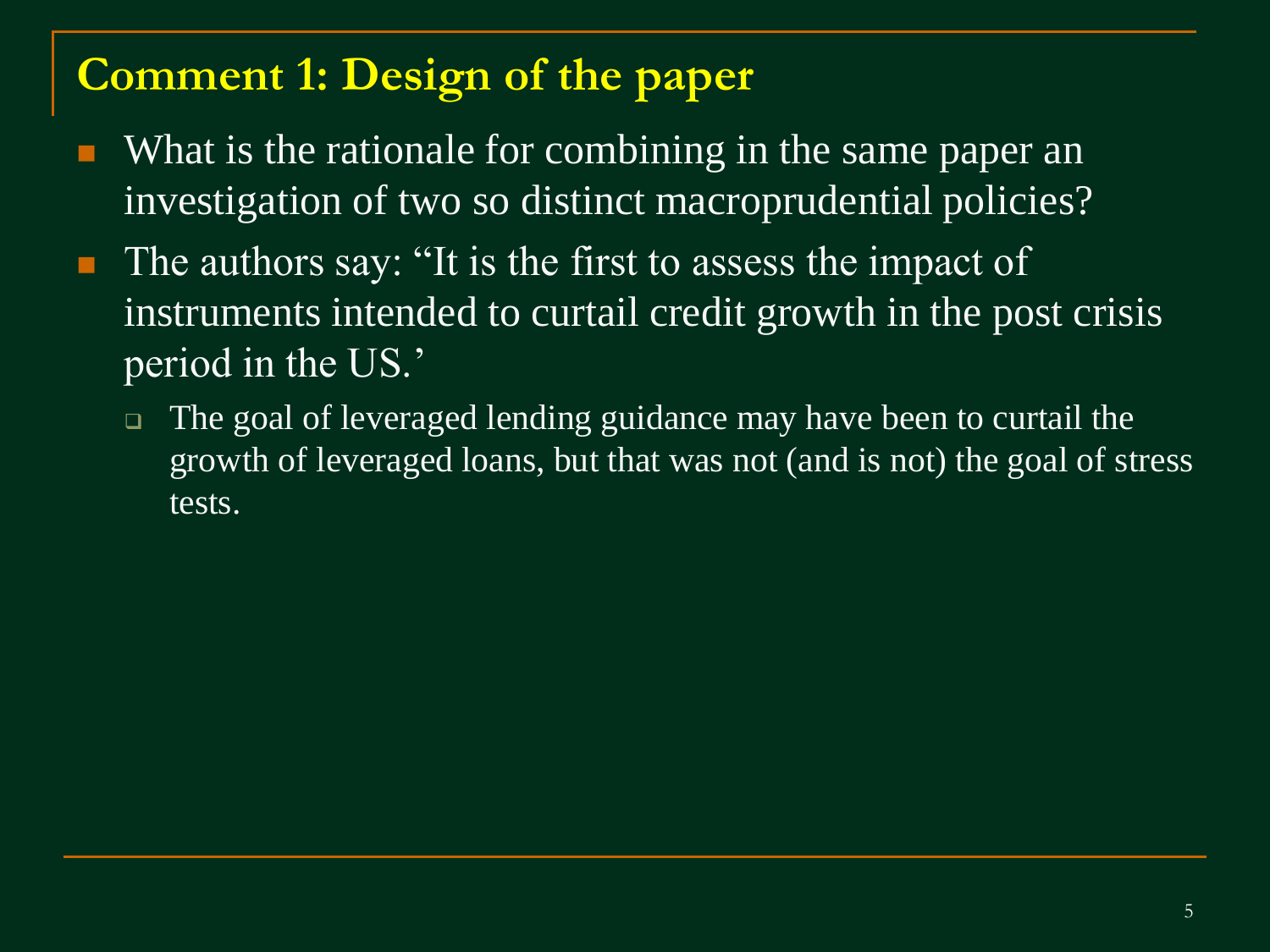## Comment 1: Design of the paper

- What is the rationale for combining in the same paper an investigation of two so distinct macroprudential policies?
- The authors say: "It is the first to assess the impact of instruments intended to curtail credit growth in the post crisis period in the US.'
  - The goal of leveraged lending guidance may have been to curtail the growth of leveraged loans, but that was not (and is not) the goal of stress tests.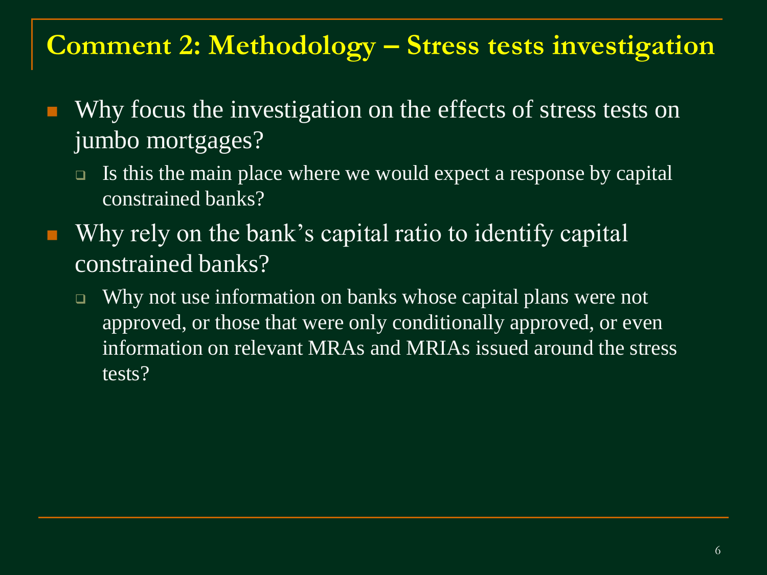## Comment 2: Methodology – Stress tests investigation

- Why focus the investigation on the effects of stress tests on jumbo mortgages?
  - Is this the main place where we would expect a response by capital constrained banks?
- Why rely on the bank's capital ratio to identify capital constrained banks?
  - Why not use information on banks whose capital plans were not approved, or those that were only conditionally approved, or even information on relevant MRAs and MRIAs issued around the stress tests?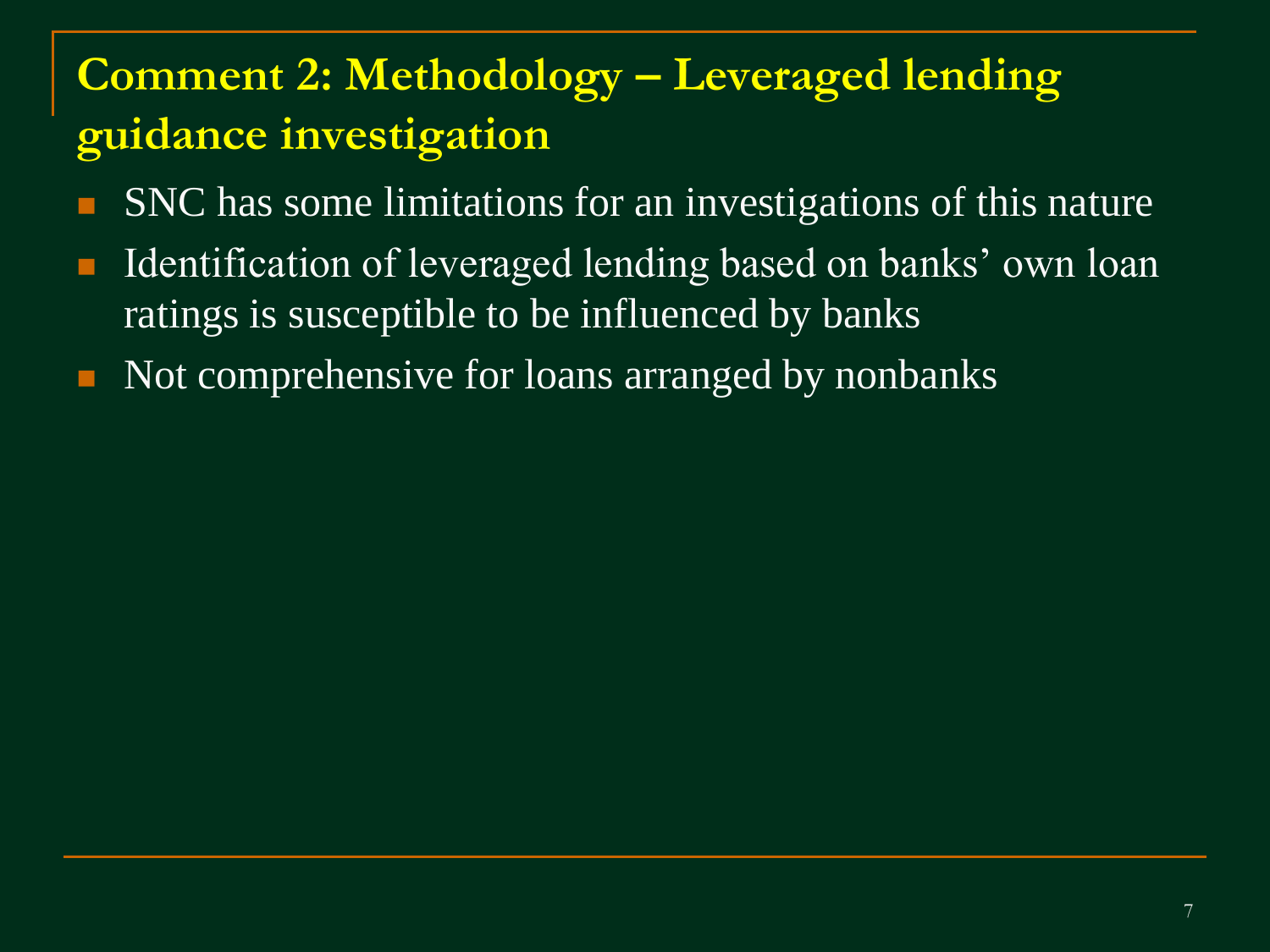# Comment 2: Methodology – Leveraged lending guidance investigation

- SNC has some limitations for an investigations of this nature
- Identification of leveraged lending based on banks' own loan ratings is susceptible to be influenced by banks
- Not comprehensive for loans arranged by nonbanks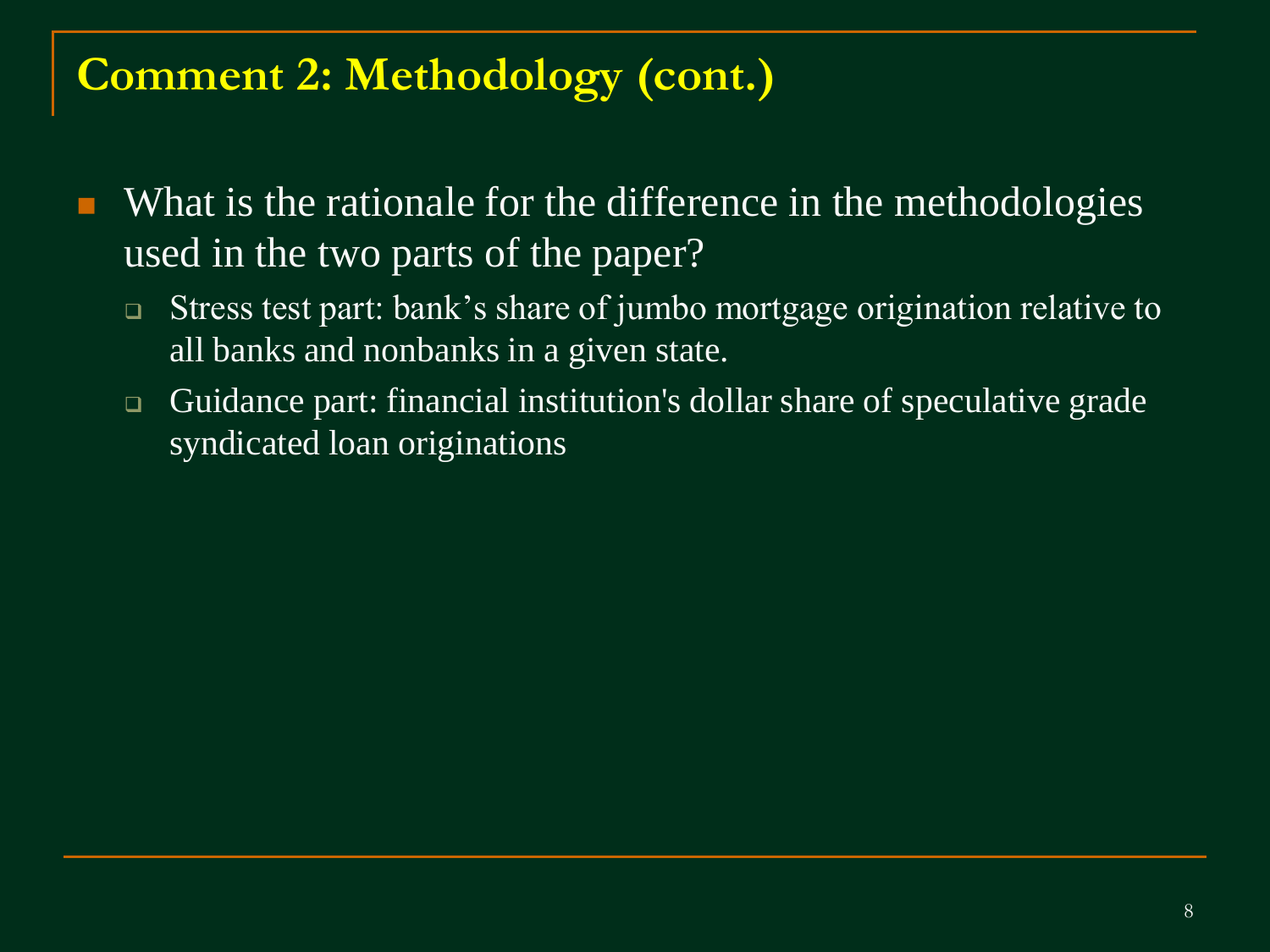# Comment 2: Methodology (cont.)

- What is the rationale for the difference in the methodologies used in the two parts of the paper?
  - Stress test part: bank’s share of jumbo mortgage origination relative to all banks and nonbanks in a given state.
  - Guidance part: financial institution's dollar share of speculative grade syndicated loan originations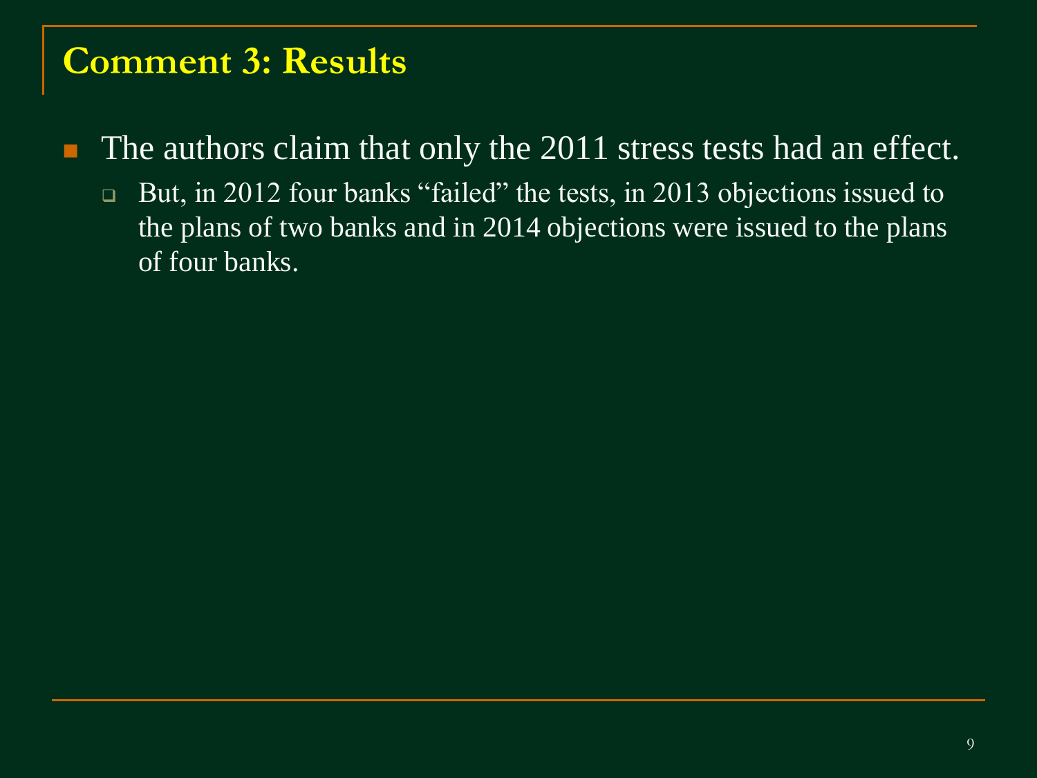## Comment 3: Results

- The authors claim that only the 2011 stress tests had an effect.
  - But, in 2012 four banks "failed" the tests, in 2013 objections issued to the plans of two banks and in 2014 objections were issued to the plans of four banks.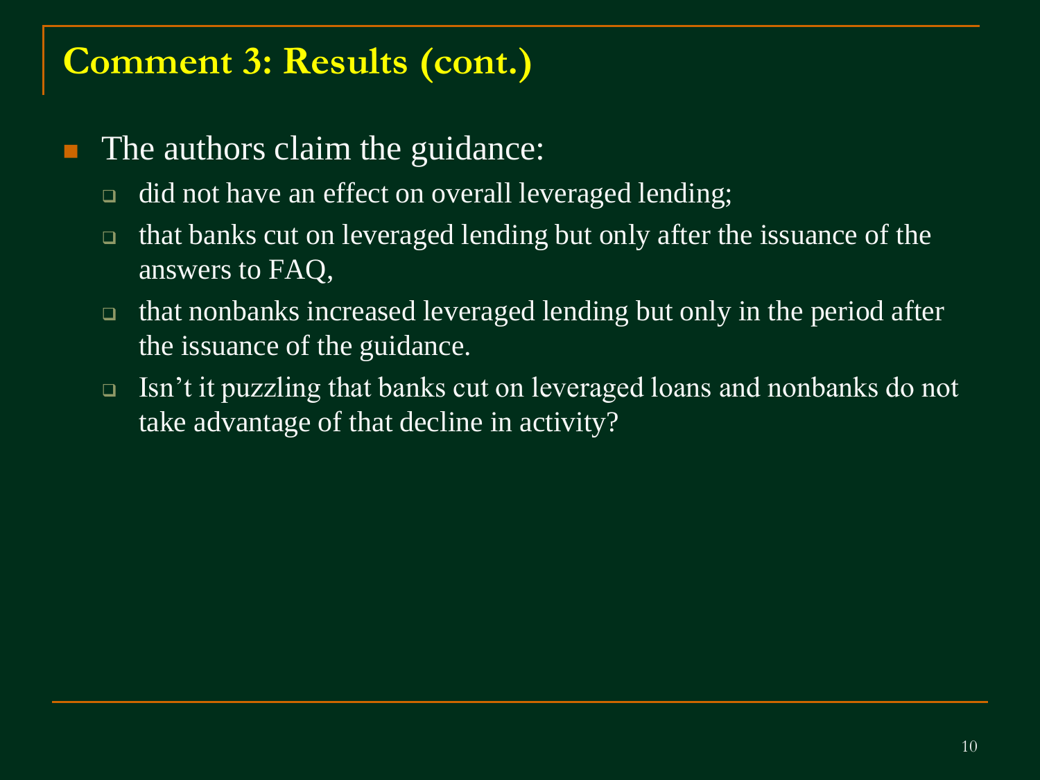## Comment 3: Results (cont.)

- The authors claim the guidance:
  - did not have an effect on overall leveraged lending;
  - that banks cut on leveraged lending but only after the issuance of the answers to FAQ,
  - that nonbanks increased leveraged lending but only in the period after the issuance of the guidance.
  - Isn't it puzzling that banks cut on leveraged loans and nonbanks do not take advantage of that decline in activity?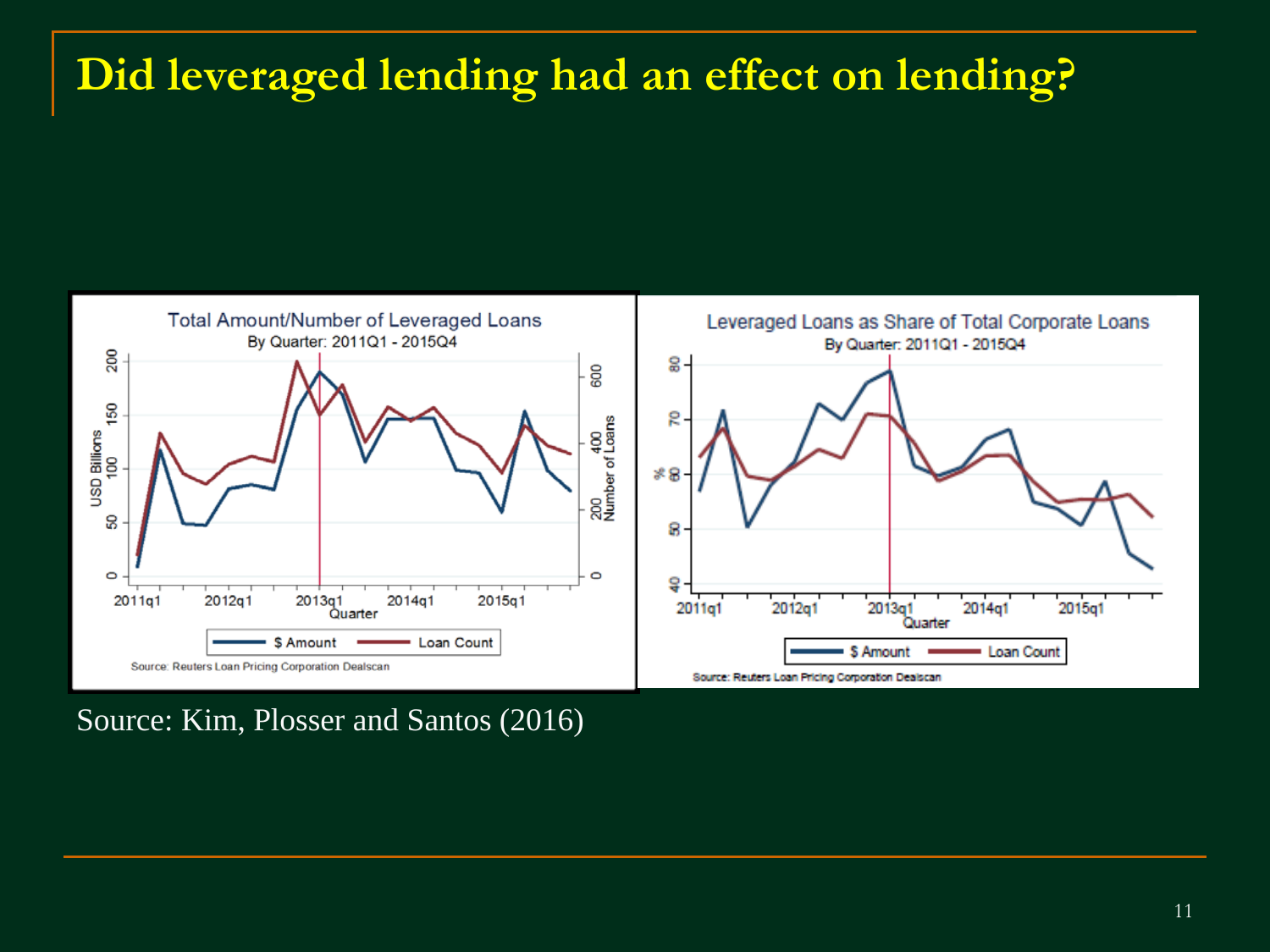# Did leveraged lending had an effect on lending?

**Total Amount/Number of Leveraged Loans**
By Quarter: 2011Q1 - 2015Q4

Source: Reuters Loan Pricing Corporation Dealscan

**Leveraged Loans as Share of Total Corporate Loans**
By Quarter: 2011Q1 - 2015Q4

Source: Reuters Loan Pricing Corporation Dealscan

Source: Kim, Plosser and Santos (2016)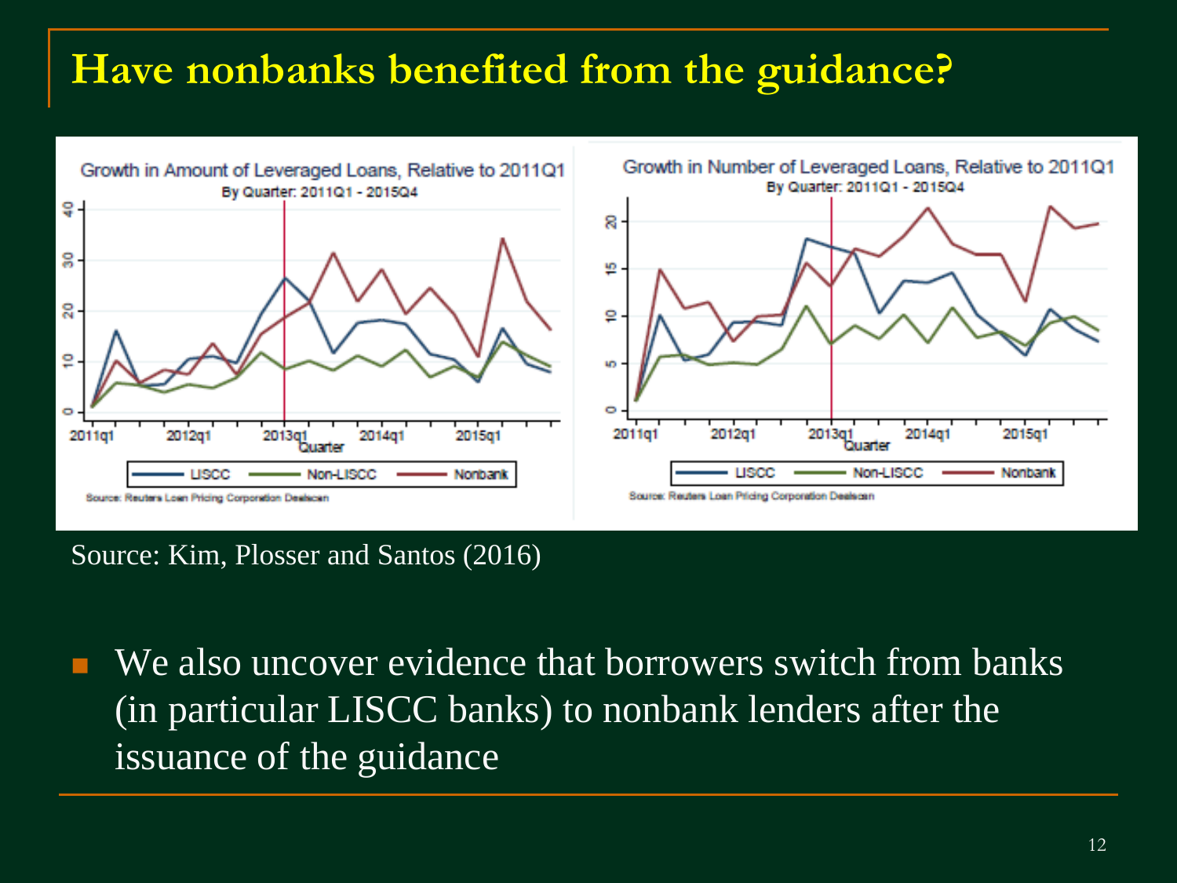# Have nonbanks benefited from the guidance?

Growth in Amount of Leveraged Loans, Relative to 2011Q1
By Quarter: 2011Q1 - 2015Q4

Growth in Number of Leveraged Loans, Relative to 2011Q1
By Quarter: 2011Q1 - 2015Q4

LISCC — Non-LISCC — Nonbank

Source: Reuters Loan Pricing Corporation Dealscan

Source: Kim, Plosser and Santos (2016)

- We also uncover evidence that borrowers switch from banks (in particular LISCC banks) to nonbank lenders after the issuance of the guidance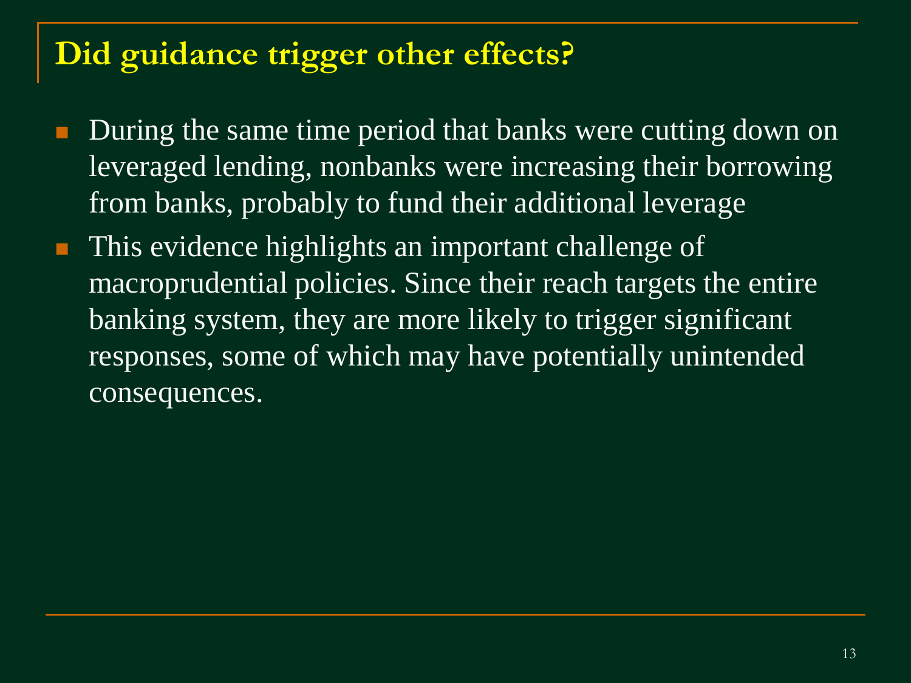## Did guidance trigger other effects?

- During the same time period that banks were cutting down on leveraged lending, nonbanks were increasing their borrowing from banks, probably to fund their additional leverage
- This evidence highlights an important challenge of macroprudential policies. Since their reach targets the entire banking system, they are more likely to trigger significant responses, some of which may have potentially unintended consequences.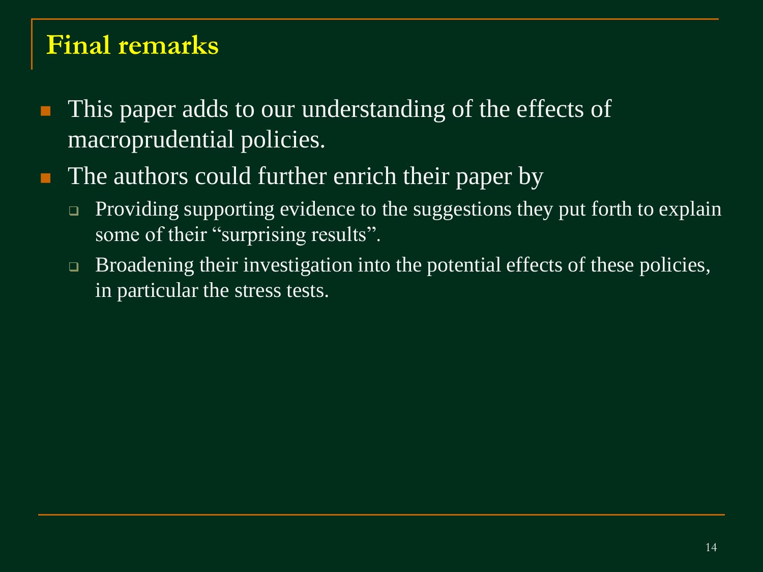# Final remarks

- This paper adds to our understanding of the effects of macroprudential policies.
- The authors could further enrich their paper by
  - Providing supporting evidence to the suggestions they put forth to explain some of their "surprising results".
  - Broadening their investigation into the potential effects of these policies, in particular the stress tests.